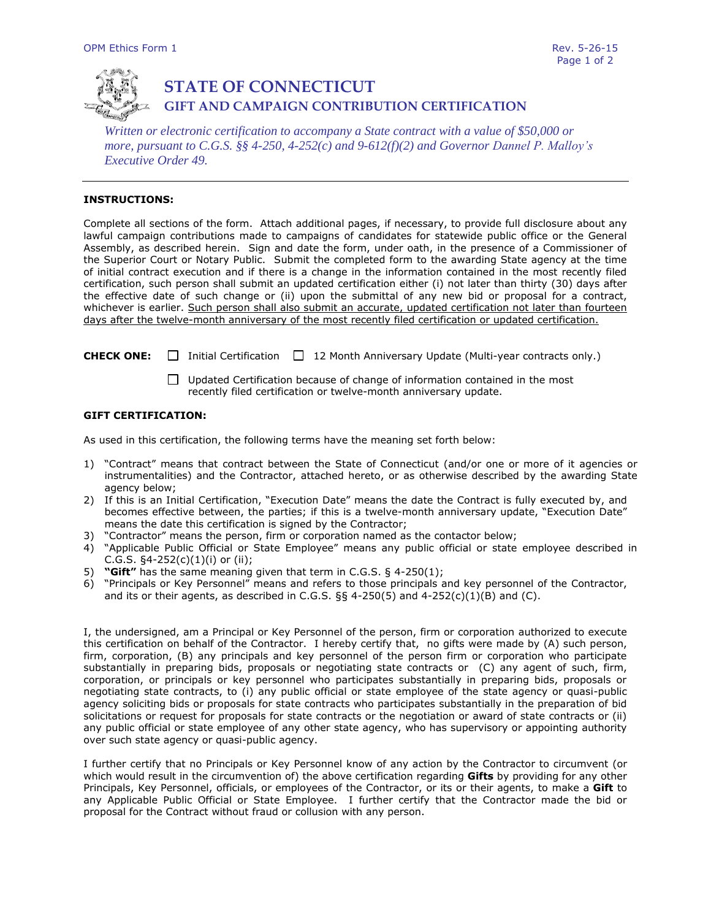# STATE OF CONNECTICUT

## GIFT AND CAMPAIGN CONTRIBUTION CERTIFICATION

*Written or electronic certification to accompany a State contract with a value of $50,000 or more, pursuant to C.G.S. §§ 4-250, 4-252(c) and 9-612(f)(2) and Governor Dannel P. Malloy's Executive Order 49.*

---

**INSTRUCTIONS:**

Complete all sections of the form. Attach additional pages, if necessary, to provide full disclosure about any lawful campaign contributions made to campaigns of candidates for statewide public office or the General Assembly, as described herein. Sign and date the form, under oath, in the presence of a Commissioner of the Superior Court or Notary Public. Submit the completed form to the awarding State agency at the time of initial contract execution and if there is a change in the information contained in the most recently filed certification, such person shall submit an updated certification either (i) not later than thirty (30) days after the effective date of such change or (ii) upon the submittal of any new bid or proposal for a contract, whichever is earlier. <u>Such person shall also submit an accurate, updated certification not later than fourteen days after the twelve-month anniversary of the most recently filed certification or updated certification.</u>

**CHECK ONE:** ☐ Initial Certification ☐ 12 Month Anniversary Update (Multi-year contracts only.)

☐ Updated Certification because of change of information contained in the most recently filed certification or twelve-month anniversary update.

**GIFT CERTIFICATION:**

As used in this certification, the following terms have the meaning set forth below:

1) "Contract" means that contract between the State of Connecticut (and/or one or more of it agencies or instrumentalities) and the Contractor, attached hereto, or as otherwise described by the awarding State agency below;
2) If this is an Initial Certification, "Execution Date" means the date the Contract is fully executed by, and becomes effective between, the parties; if this is a twelve-month anniversary update, "Execution Date" means the date this certification is signed by the Contractor;
3) "Contractor" means the person, firm or corporation named as the contactor below;
4) "Applicable Public Official or State Employee" means any public official or state employee described in C.G.S. §4-252(c)(1)(i) or (ii);
5) **"Gift"** has the same meaning given that term in C.G.S. § 4-250(1);
6) "Principals or Key Personnel" means and refers to those principals and key personnel of the Contractor, and its or their agents, as described in C.G.S. §§ 4-250(5) and 4-252(c)(1)(B) and (C).

I, the undersigned, am a Principal or Key Personnel of the person, firm or corporation authorized to execute this certification on behalf of the Contractor. I hereby certify that, no gifts were made by (A) such person, firm, corporation, (B) any principals and key personnel of the person firm or corporation who participate substantially in preparing bids, proposals or negotiating state contracts or (C) any agent of such, firm, corporation, or principals or key personnel who participates substantially in preparing bids, proposals or negotiating state contracts, to (i) any public official or state employee of the state agency or quasi-public agency soliciting bids or proposals for state contracts who participates substantially in the preparation of bid solicitations or request for proposals for state contracts or the negotiation or award of state contracts or (ii) any public official or state employee of any other state agency, who has supervisory or appointing authority over such state agency or quasi-public agency.

I further certify that no Principals or Key Personnel know of any action by the Contractor to circumvent (or which would result in the circumvention of) the above certification regarding **Gifts** by providing for any other Principals, Key Personnel, officials, or employees of the Contractor, or its or their agents, to make a **Gift** to any Applicable Public Official or State Employee. I further certify that the Contractor made the bid or proposal for the Contract without fraud or collusion with any person.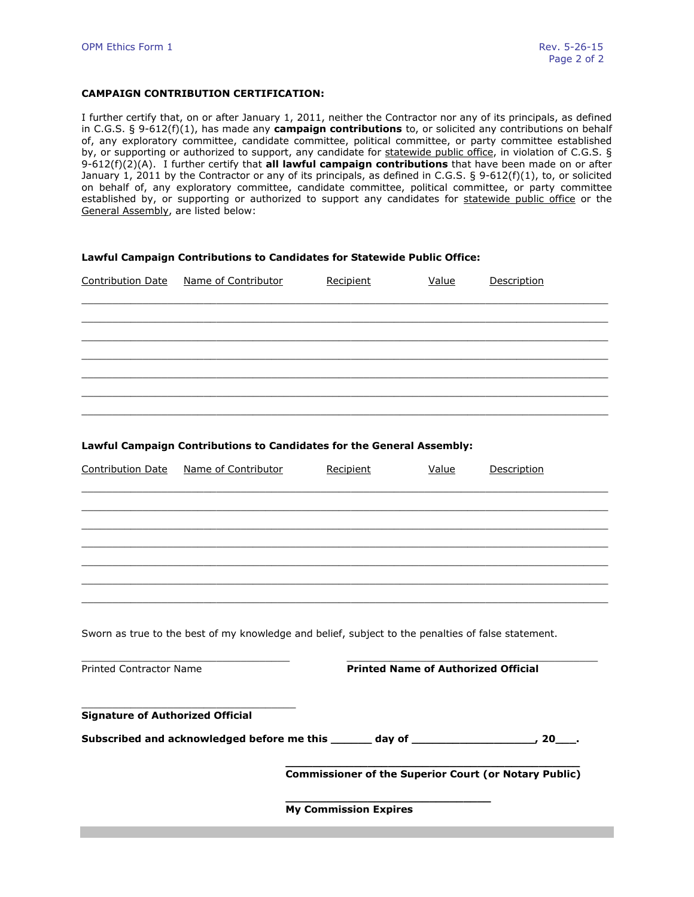**CAMPAIGN CONTRIBUTION CERTIFICATION:**

I further certify that, on or after January 1, 2011, neither the Contractor nor any of its principals, as defined in C.G.S. § 9-612(f)(1), has made any **campaign contributions** to, or solicited any contributions on behalf of, any exploratory committee, candidate committee, political committee, or party committee established by, or supporting or authorized to support, any candidate for statewide public office, in violation of C.G.S. § 9-612(f)(2)(A). I further certify that **all lawful campaign contributions** that have been made on or after January 1, 2011 by the Contractor or any of its principals, as defined in C.G.S. § 9-612(f)(1), to, or solicited on behalf of, any exploratory committee, candidate committee, political committee, or party committee established by, or supporting or authorized to support any candidates for statewide public office or the General Assembly, are listed below:

**Lawful Campaign Contributions to Candidates for Statewide Public Office:**

| Contribution Date | Name of Contributor | Recipient | Value | Description |
|---|---|---|---|---|
| | | | | |
| | | | | |
| | | | | |
| | | | | |
| | | | | |
| | | | | |
| | | | | |

**Lawful Campaign Contributions to Candidates for the General Assembly:**

| Contribution Date | Name of Contributor | Recipient | Value | Description |
|---|---|---|---|---|
| | | | | |
| | | | | |
| | | | | |
| | | | | |
| | | | | |
| | | | | |
| | | | | |

Sworn as true to the best of my knowledge and belief, subject to the penalties of false statement.

\_\_\_\_\_\_\_\_\_\_\_\_\_\_\_\_\_\_\_\_\_\_\_\_\_\_\_\_\_\_\_\_\_\_
Printed Contractor Name

\_\_\_\_\_\_\_\_\_\_\_\_\_\_\_\_\_\_\_\_\_\_\_\_\_\_\_\_\_\_\_\_\_\_
**Printed Name of Authorized Official**

\_\_\_\_\_\_\_\_\_\_\_\_\_\_\_\_\_\_\_\_\_\_\_\_\_\_\_\_\_\_\_\_\_\_
**Signature of Authorized Official**

**Subscribed and acknowledged before me this \_\_\_\_\_\_ day of \_\_\_\_\_\_\_\_\_\_\_\_\_\_\_\_\_\_\_, 20\_\_\_.**

\_\_\_\_\_\_\_\_\_\_\_\_\_\_\_\_\_\_\_\_\_\_\_\_\_\_\_\_\_\_\_\_\_\_
**Commissioner of the Superior Court (or Notary Public)**

\_\_\_\_\_\_\_\_\_\_\_\_\_\_\_\_\_\_\_\_\_\_\_\_\_\_\_\_\_\_\_\_\_\_
**My Commission Expires**